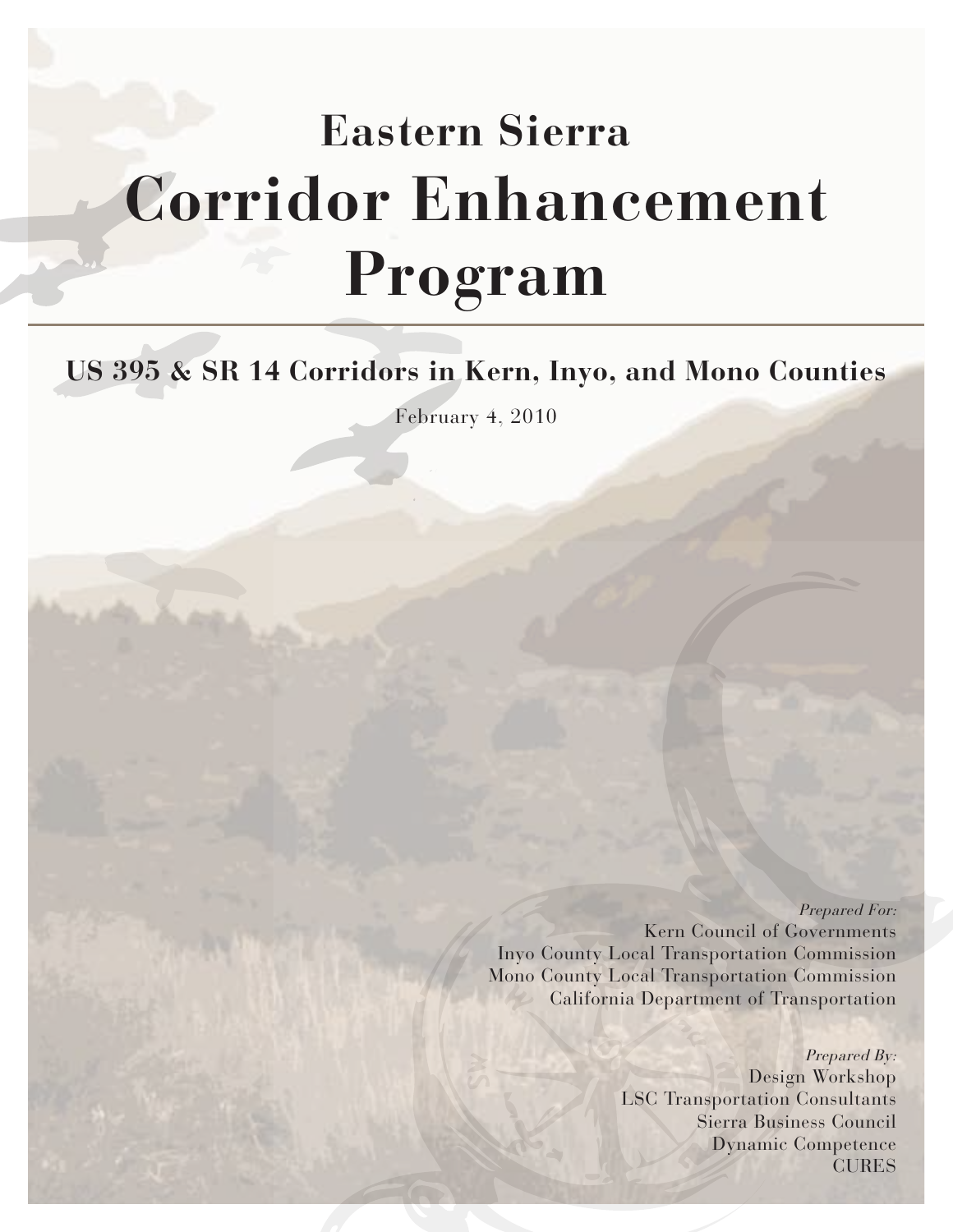# Eastern Sierra

# Corridor Enhancement Program

## US 395 & SR 14 Corridors in Kern, Inyo, and Mono Counties

February 4, 2010

*Prepared For:*
Kern Council of Governments
Inyo County Local Transportation Commission
Mono County Local Transportation Commission
California Department of Transportation

*Prepared By:*
Design Workshop
LSC Transportation Consultants
Sierra Business Council
Dynamic Competence
CURES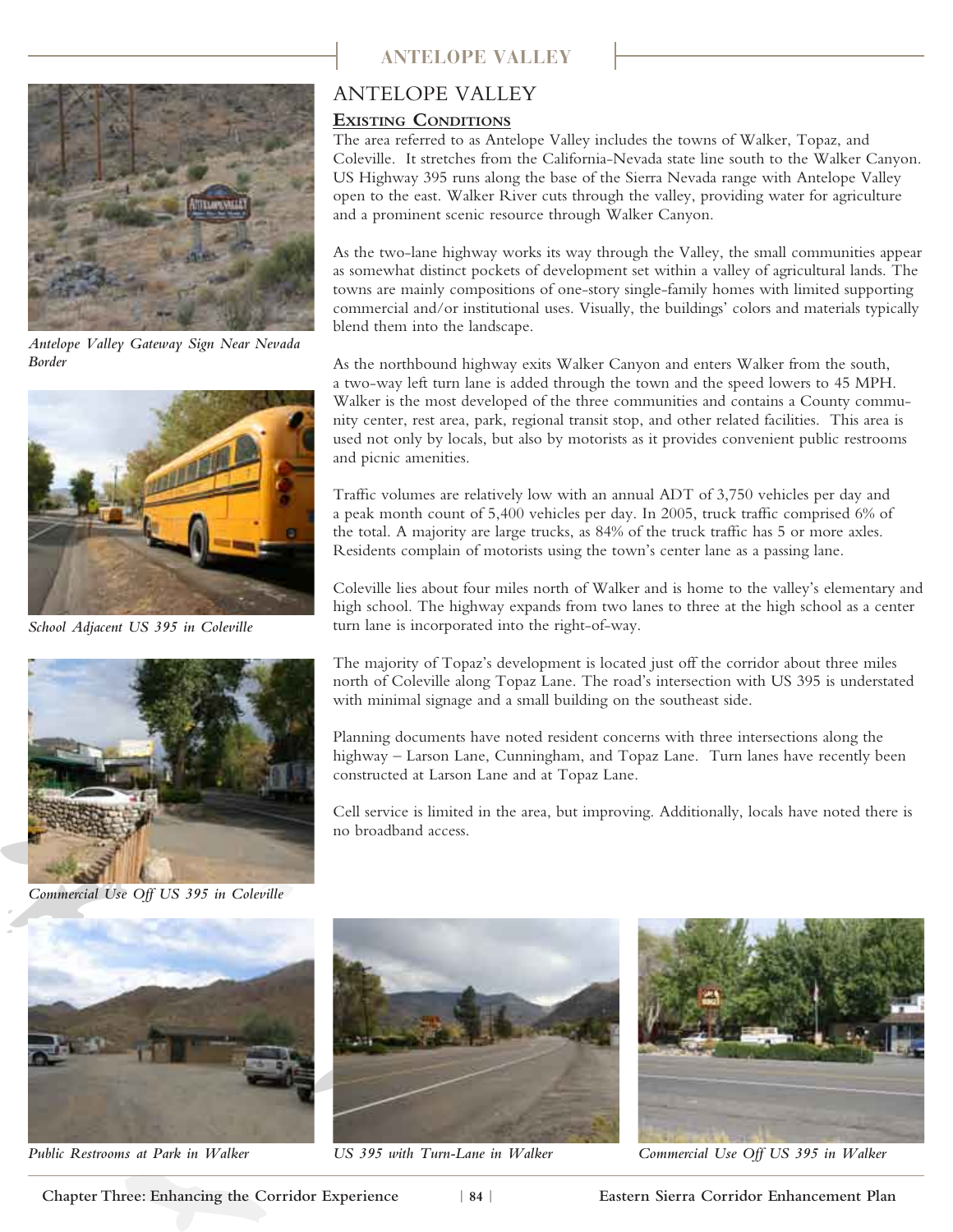# ANTELOPE VALLEY

## Existing Conditions

The area referred to as Antelope Valley includes the towns of Walker, Topaz, and Coleville. It stretches from the California-Nevada state line south to the Walker Canyon. US Highway 395 runs along the base of the Sierra Nevada range with Antelope Valley open to the east. Walker River cuts through the valley, providing water for agriculture and a prominent scenic resource through Walker Canyon.

As the two-lane highway works its way through the Valley, the small communities appear as somewhat distinct pockets of development set within a valley of agricultural lands. The towns are mainly compositions of one-story single-family homes with limited supporting commercial and/or institutional uses. Visually, the buildings' colors and materials typically blend them into the landscape.

As the northbound highway exits Walker Canyon and enters Walker from the south, a two-way left turn lane is added through the town and the speed lowers to 45 MPH. Walker is the most developed of the three communities and contains a County community center, rest area, park, regional transit stop, and other related facilities. This area is used not only by locals, but also by motorists as it provides convenient public restrooms and picnic amenities.

Traffic volumes are relatively low with an annual ADT of 3,750 vehicles per day and a peak month count of 5,400 vehicles per day. In 2005, truck traffic comprised 6% of the total. A majority are large trucks, as 84% of the truck traffic has 5 or more axles. Residents complain of motorists using the town's center lane as a passing lane.

Coleville lies about four miles north of Walker and is home to the valley's elementary and high school. The highway expands from two lanes to three at the high school as a center turn lane is incorporated into the right-of-way.

The majority of Topaz's development is located just off the corridor about three miles north of Coleville along Topaz Lane. The road's intersection with US 395 is understated with minimal signage and a small building on the southeast side.

Planning documents have noted resident concerns with three intersections along the highway – Larson Lane, Cunningham, and Topaz Lane. Turn lanes have recently been constructed at Larson Lane and at Topaz Lane.

Cell service is limited in the area, but improving. Additionally, locals have noted there is no broadband access.

*Antelope Valley Gateway Sign Near Nevada Border*

*School Adjacent US 395 in Coleville*

*Commercial Use Off US 395 in Coleville*

*Public Restrooms at Park in Walker*

*US 395 with Turn-Lane in Walker*

*Commercial Use Off US 395 in Walker*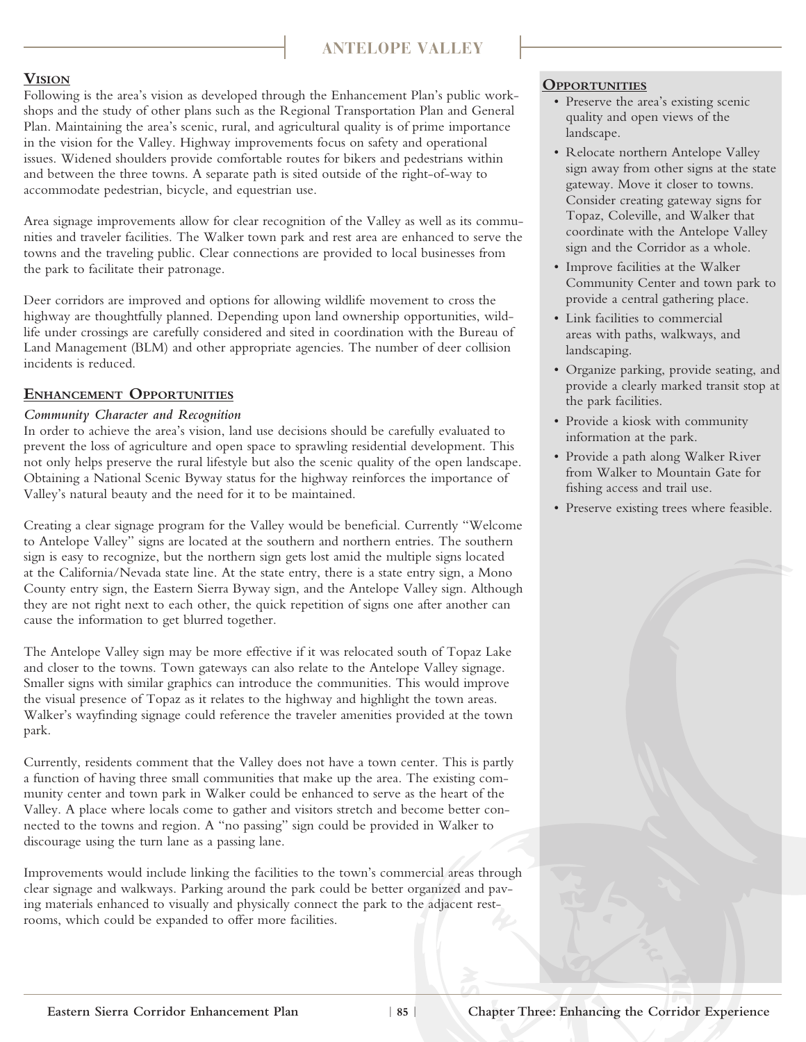## Vision

Following is the area's vision as developed through the Enhancement Plan's public workshops and the study of other plans such as the Regional Transportation Plan and General Plan. Maintaining the area's scenic, rural, and agricultural quality is of prime importance in the vision for the Valley. Highway improvements focus on safety and operational issues. Widened shoulders provide comfortable routes for bikers and pedestrians within and between the three towns. A separate path is sited outside of the right-of-way to accommodate pedestrian, bicycle, and equestrian use.

Area signage improvements allow for clear recognition of the Valley as well as its communities and traveler facilities. The Walker town park and rest area are enhanced to serve the towns and the traveling public. Clear connections are provided to local businesses from the park to facilitate their patronage.

Deer corridors are improved and options for allowing wildlife movement to cross the highway are thoughtfully planned. Depending upon land ownership opportunities, wildlife under crossings are carefully considered and sited in coordination with the Bureau of Land Management (BLM) and other appropriate agencies. The number of deer collision incidents is reduced.

## Enhancement Opportunities

### *Community Character and Recognition*

In order to achieve the area's vision, land use decisions should be carefully evaluated to prevent the loss of agriculture and open space to sprawling residential development. This not only helps preserve the rural lifestyle but also the scenic quality of the open landscape. Obtaining a National Scenic Byway status for the highway reinforces the importance of Valley's natural beauty and the need for it to be maintained.

Creating a clear signage program for the Valley would be beneficial. Currently "Welcome to Antelope Valley" signs are located at the southern and northern entries. The southern sign is easy to recognize, but the northern sign gets lost amid the multiple signs located at the California/Nevada state line. At the state entry, there is a state entry sign, a Mono County entry sign, the Eastern Sierra Byway sign, and the Antelope Valley sign. Although they are not right next to each other, the quick repetition of signs one after another can cause the information to get blurred together.

The Antelope Valley sign may be more effective if it was relocated south of Topaz Lake and closer to the towns. Town gateways can also relate to the Antelope Valley signage. Smaller signs with similar graphics can introduce the communities. This would improve the visual presence of Topaz as it relates to the highway and highlight the town areas. Walker's wayfinding signage could reference the traveler amenities provided at the town park.

Currently, residents comment that the Valley does not have a town center. This is partly a function of having three small communities that make up the area. The existing community center and town park in Walker could be enhanced to serve as the heart of the Valley. A place where locals come to gather and visitors stretch and become better connected to the towns and region. A "no passing" sign could be provided in Walker to discourage using the turn lane as a passing lane.

Improvements would include linking the facilities to the town's commercial areas through clear signage and walkways. Parking around the park could be better organized and paving materials enhanced to visually and physically connect the park to the adjacent restrooms, which could be expanded to offer more facilities.

## Opportunities

- Preserve the area's existing scenic quality and open views of the landscape.
- Relocate northern Antelope Valley sign away from other signs at the state gateway. Move it closer to towns. Consider creating gateway signs for Topaz, Coleville, and Walker that coordinate with the Antelope Valley sign and the Corridor as a whole.
- Improve facilities at the Walker Community Center and town park to provide a central gathering place.
- Link facilities to commercial areas with paths, walkways, and landscaping.
- Organize parking, provide seating, and provide a clearly marked transit stop at the park facilities.
- Provide a kiosk with community information at the park.
- Provide a path along Walker River from Walker to Mountain Gate for fishing access and trail use.
- Preserve existing trees where feasible.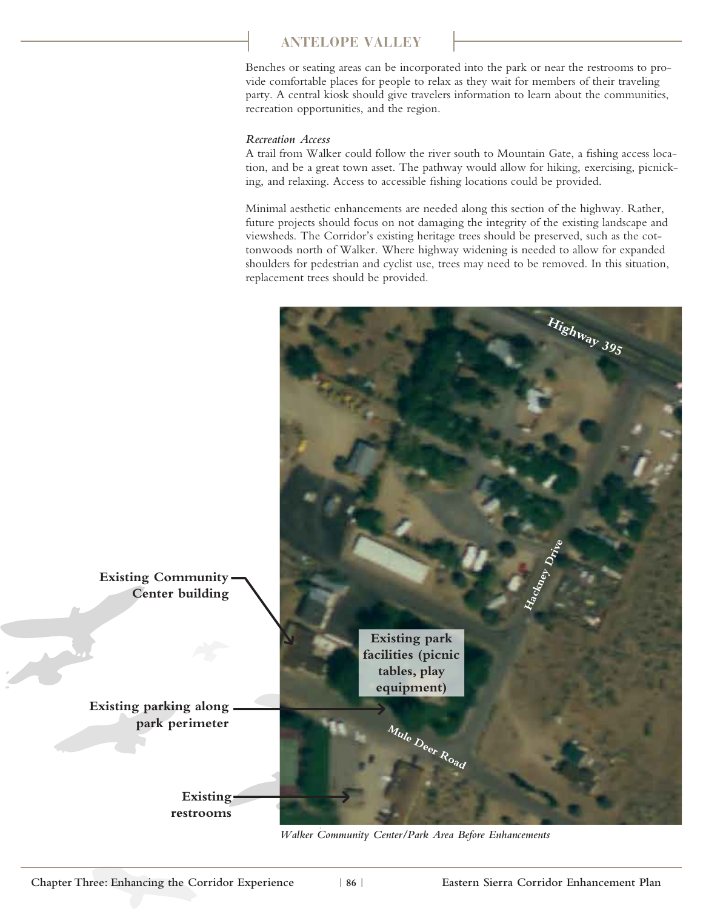Benches or seating areas can be incorporated into the park or near the restrooms to provide comfortable places for people to relax as they wait for members of their traveling party. A central kiosk should give travelers information to learn about the communities, recreation opportunities, and the region.

*Recreation Access*

A trail from Walker could follow the river south to Mountain Gate, a fishing access location, and be a great town asset. The pathway would allow for hiking, exercising, picnicking, and relaxing. Access to accessible fishing locations could be provided.

Minimal aesthetic enhancements are needed along this section of the highway. Rather, future projects should focus on not damaging the integrity of the existing landscape and viewsheds. The Corridor's existing heritage trees should be preserved, such as the cottonwoods north of Walker. Where highway widening is needed to allow for expanded shoulders for pedestrian and cyclist use, trees may need to be removed. In this situation, replacement trees should be provided.

**Existing Community Center building**

**Existing park facilities (picnic tables, play equipment)**

**Existing parking along park perimeter**

**Existing restrooms**

Highway 395

Hackney Drive

Mule Deer Road

*Walker Community Center/Park Area Before Enhancements*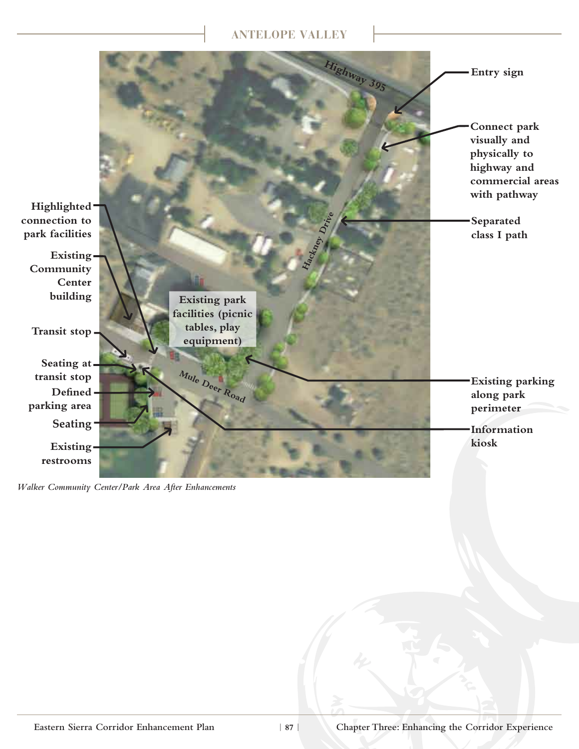Highway 395

Hackney Drive

Mule Deer Road

Entry sign

Connect park visually and physically to highway and commercial areas with pathway

Separated class I path

Existing parking along park perimeter

Information kiosk

Highlighted connection to park facilities

Existing Community Center building

Transit stop

Seating at transit stop

Defined parking area

Seating

Existing restrooms

Existing park facilities (picnic tables, play equipment)

*Walker Community Center/Park Area After Enhancements*